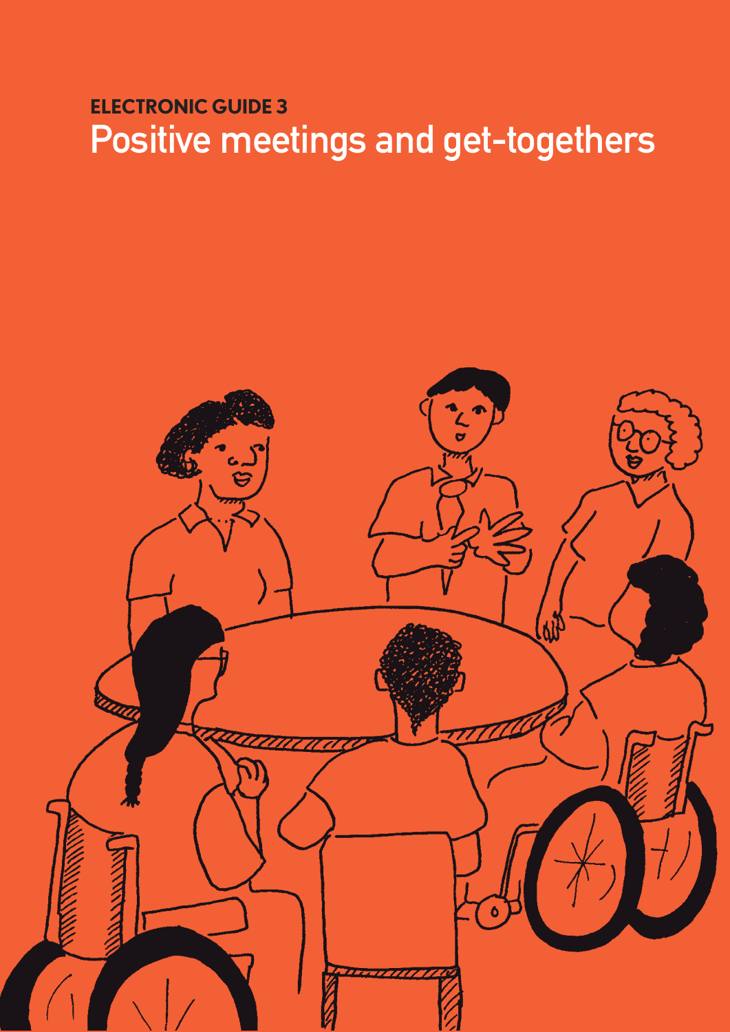**ELECTRONIC GUIDE 3**

# Positive meetings and get-togethers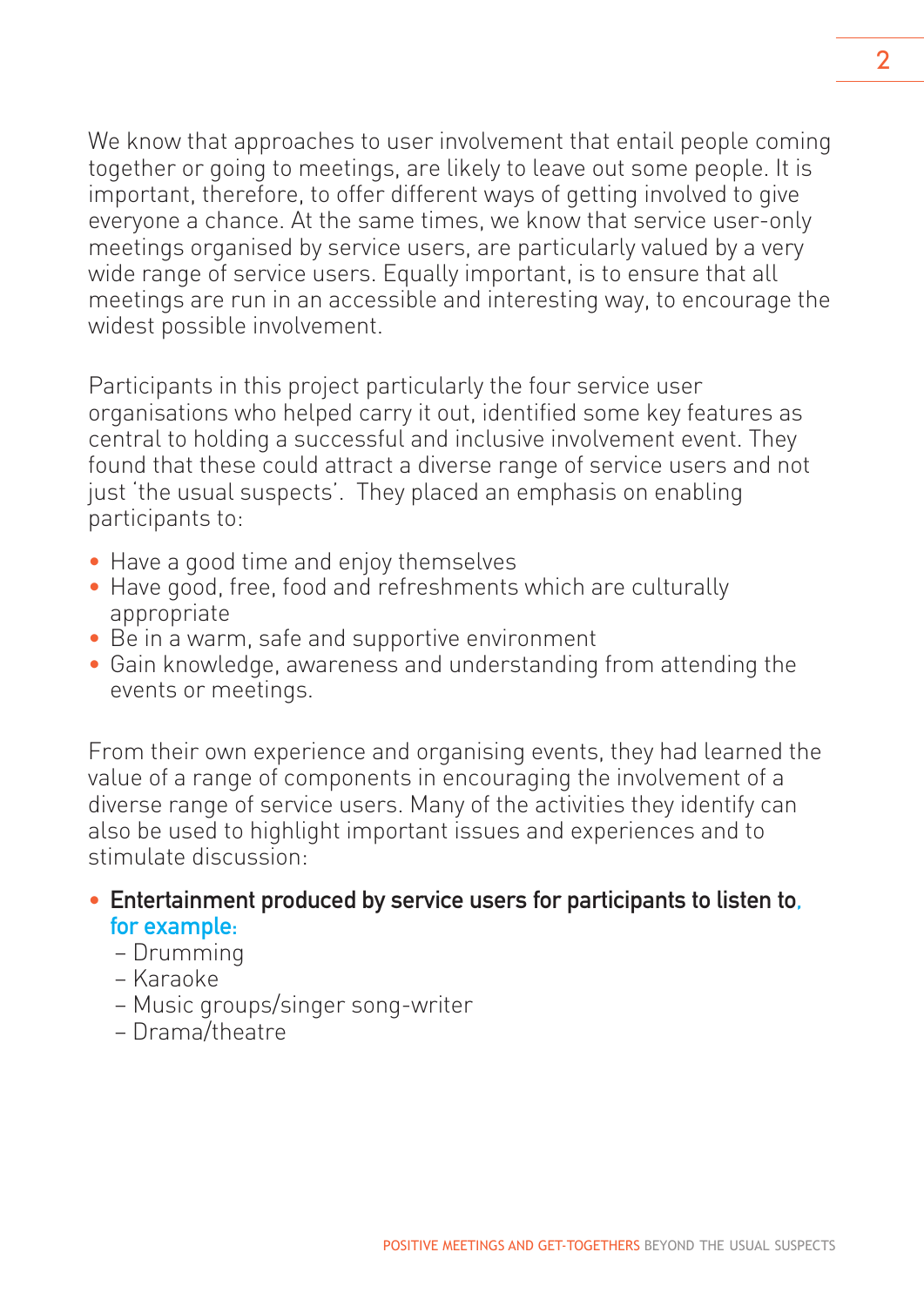We know that approaches to user involvement that entail people coming together or going to meetings, are likely to leave out some people. It is important, therefore, to offer different ways of getting involved to give everyone a chance. At the same times, we know that service user-only meetings organised by service users, are particularly valued by a very wide range of service users. Equally important, is to ensure that all meetings are run in an accessible and interesting way, to encourage the widest possible involvement.

Participants in this project particularly the four service user organisations who helped carry it out, identified some key features as central to holding a successful and inclusive involvement event. They found that these could attract a diverse range of service users and not just 'the usual suspects'. They placed an emphasis on enabling participants to:

- Have a good time and enjoy themselves
- Have good, free, food and refreshments which are culturally appropriate
- Be in a warm, safe and supportive environment
- Gain knowledge, awareness and understanding from attending the events or meetings.

From their own experience and organising events, they had learned the value of a range of components in encouraging the involvement of a diverse range of service users. Many of the activities they identify can also be used to highlight important issues and experiences and to stimulate discussion:

- **Entertainment produced by service users for participants to listen to, for example:**
  - Drumming
  - Karaoke
  - Music groups/singer song-writer
  - Drama/theatre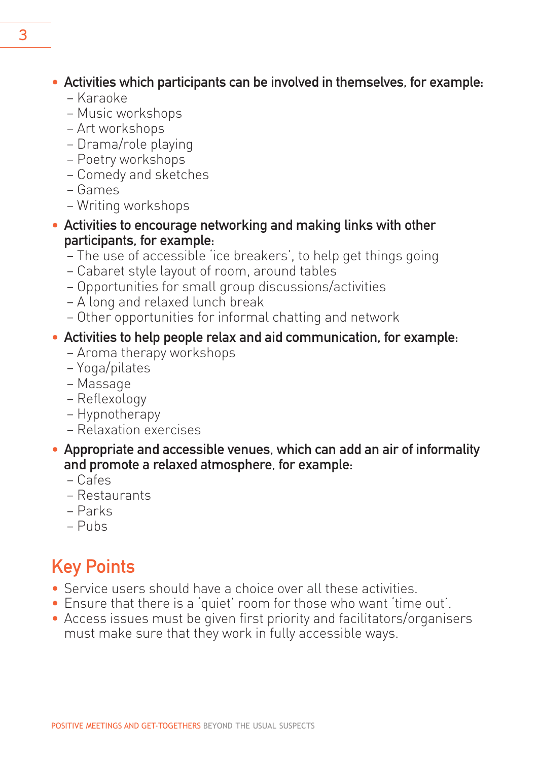- **Activities which participants can be involved in themselves, for example:**
  - Karaoke
  - Music workshops
  - Art workshops
  - Drama/role playing
  - Poetry workshops
  - Comedy and sketches
  - Games
  - Writing workshops
- **Activities to encourage networking and making links with other participants, for example:**
  - The use of accessible 'ice breakers', to help get things going
  - Cabaret style layout of room, around tables
  - Opportunities for small group discussions/activities
  - A long and relaxed lunch break
  - Other opportunities for informal chatting and network
- **Activities to help people relax and aid communication, for example:**
  - Aroma therapy workshops
  - Yoga/pilates
  - Massage
  - Reflexology
  - Hypnotherapy
  - Relaxation exercises
- **Appropriate and accessible venues, which can add an air of informality and promote a relaxed atmosphere, for example:**
  - Cafes
  - Restaurants
  - Parks
  - Pubs

## Key Points

- Service users should have a choice over all these activities.
- Ensure that there is a 'quiet' room for those who want 'time out'.
- Access issues must be given first priority and facilitators/organisers must make sure that they work in fully accessible ways.